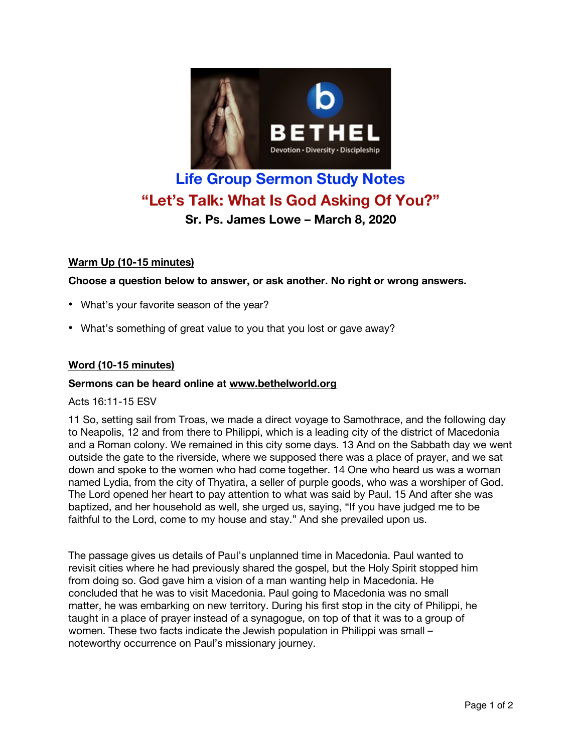# Life Group Sermon Study Notes

## "Let's Talk: What Is God Asking Of You?"

**Sr. Ps. James Lowe – March 8, 2020**

### Warm Up (10-15 minutes)

**Choose a question below to answer, or ask another. No right or wrong answers.**

- What's your favorite season of the year?
- What's something of great value to you that you lost or gave away?

### Word (10-15 minutes)

**Sermons can be heard online at www.bethelworld.org**

Acts 16:11-15 ESV

11 So, setting sail from Troas, we made a direct voyage to Samothrace, and the following day to Neapolis, 12 and from there to Philippi, which is a leading city of the district of Macedonia and a Roman colony. We remained in this city some days. 13 And on the Sabbath day we went outside the gate to the riverside, where we supposed there was a place of prayer, and we sat down and spoke to the women who had come together. 14 One who heard us was a woman named Lydia, from the city of Thyatira, a seller of purple goods, who was a worshiper of God. The Lord opened her heart to pay attention to what was said by Paul. 15 And after she was baptized, and her household as well, she urged us, saying, "If you have judged me to be faithful to the Lord, come to my house and stay." And she prevailed upon us.

The passage gives us details of Paul's unplanned time in Macedonia. Paul wanted to revisit cities where he had previously shared the gospel, but the Holy Spirit stopped him from doing so. God gave him a vision of a man wanting help in Macedonia. He concluded that he was to visit Macedonia. Paul going to Macedonia was no small matter, he was embarking on new territory. During his first stop in the city of Philippi, he taught in a place of prayer instead of a synagogue, on top of that it was to a group of women. These two facts indicate the Jewish population in Philippi was small – noteworthy occurrence on Paul's missionary journey.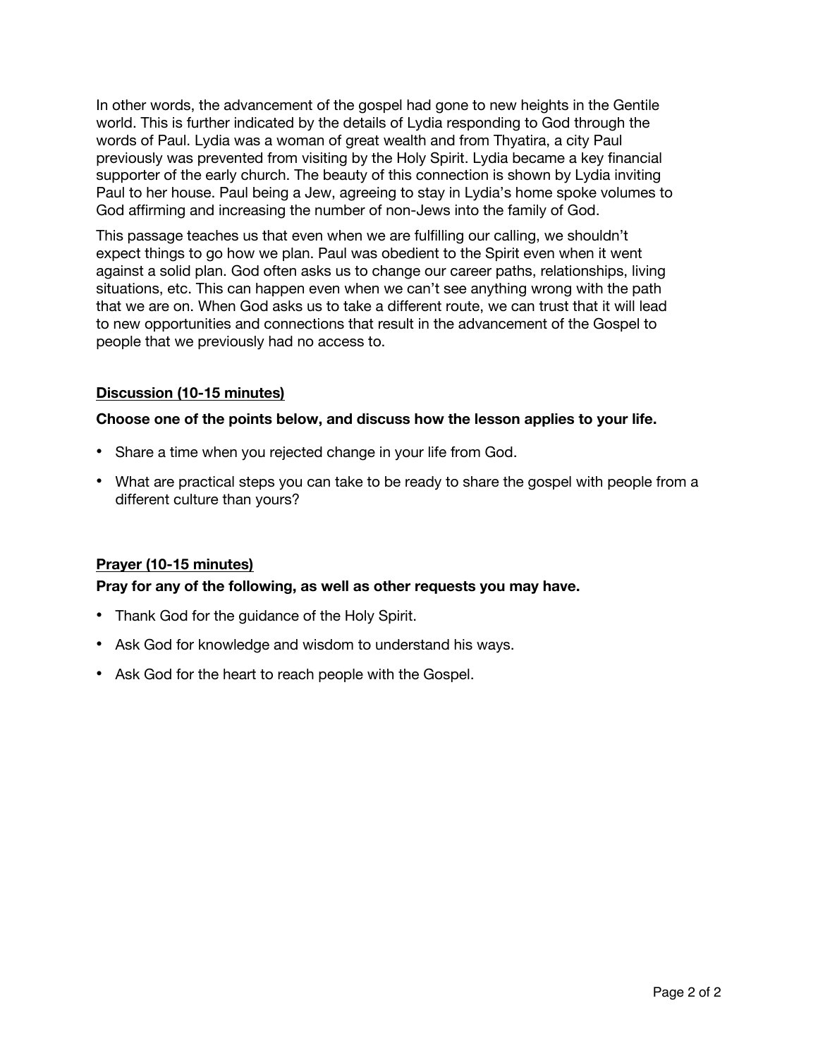In other words, the advancement of the gospel had gone to new heights in the Gentile world. This is further indicated by the details of Lydia responding to God through the words of Paul. Lydia was a woman of great wealth and from Thyatira, a city Paul previously was prevented from visiting by the Holy Spirit. Lydia became a key financial supporter of the early church. The beauty of this connection is shown by Lydia inviting Paul to her house. Paul being a Jew, agreeing to stay in Lydia's home spoke volumes to God affirming and increasing the number of non-Jews into the family of God.

This passage teaches us that even when we are fulfilling our calling, we shouldn't expect things to go how we plan. Paul was obedient to the Spirit even when it went against a solid plan. God often asks us to change our career paths, relationships, living situations, etc. This can happen even when we can't see anything wrong with the path that we are on. When God asks us to take a different route, we can trust that it will lead to new opportunities and connections that result in the advancement of the Gospel to people that we previously had no access to.

## Discussion (10-15 minutes)

**Choose one of the points below, and discuss how the lesson applies to your life.**

- Share a time when you rejected change in your life from God.
- What are practical steps you can take to be ready to share the gospel with people from a different culture than yours?

## Prayer (10-15 minutes)

**Pray for any of the following, as well as other requests you may have.**

- Thank God for the guidance of the Holy Spirit.
- Ask God for knowledge and wisdom to understand his ways.
- Ask God for the heart to reach people with the Gospel.